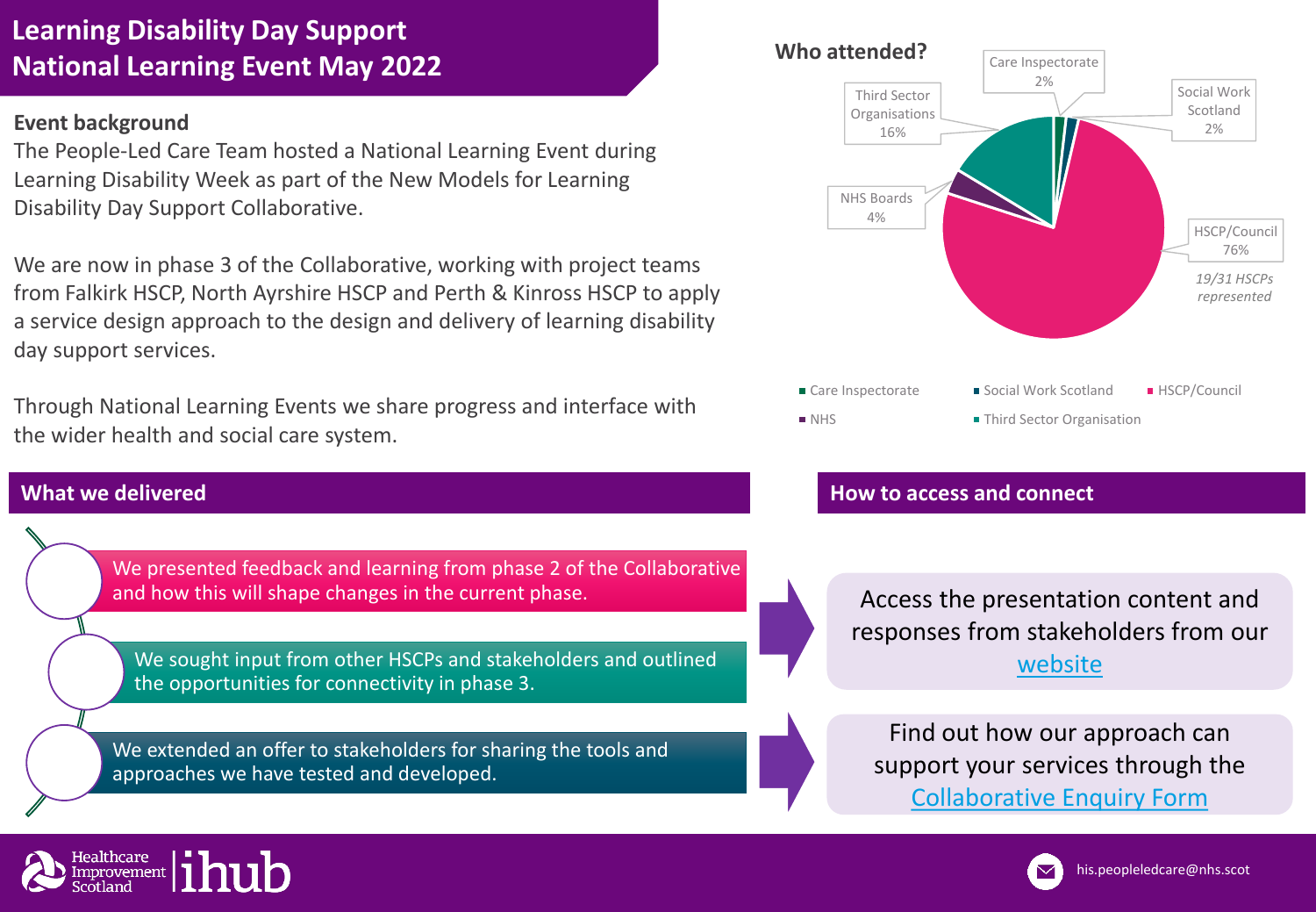# Learning Disability Day Support National Learning Event May 2022

## Event background

The People-Led Care Team hosted a National Learning Event during Learning Disability Week as part of the New Models for Learning Disability Day Support Collaborative.

We are now in phase 3 of the Collaborative, working with project teams from Falkirk HSCP, North Ayrshire HSCP and Perth & Kinross HSCP to apply a service design approach to the design and delivery of learning disability day support services.

Through National Learning Events we share progress and interface with the wider health and social care system.

## Who attended?

| Organisation | Share |
| --- | --- |
| HSCP/Council | 76% |
| Third Sector Organisations | 16% |
| NHS Boards | 4% |
| Care Inspectorate | 2% |
| Social Work Scotland | 2% |

*19/31 HSCPs represented*

## What we delivered

- We presented feedback and learning from phase 2 of the Collaborative and how this will shape changes in the current phase.
- We sought input from other HSCPs and stakeholders and outlined the opportunities for connectivity in phase 3.
- We extended an offer to stakeholders for sharing the tools and approaches we have tested and developed.

## How to access and connect

Access the presentation content and responses from stakeholders from our website

Find out how our approach can support your services through the Collaborative Enquiry Form

Healthcare Improvement Scotland | ihub

his.peopleledcare@nhs.scot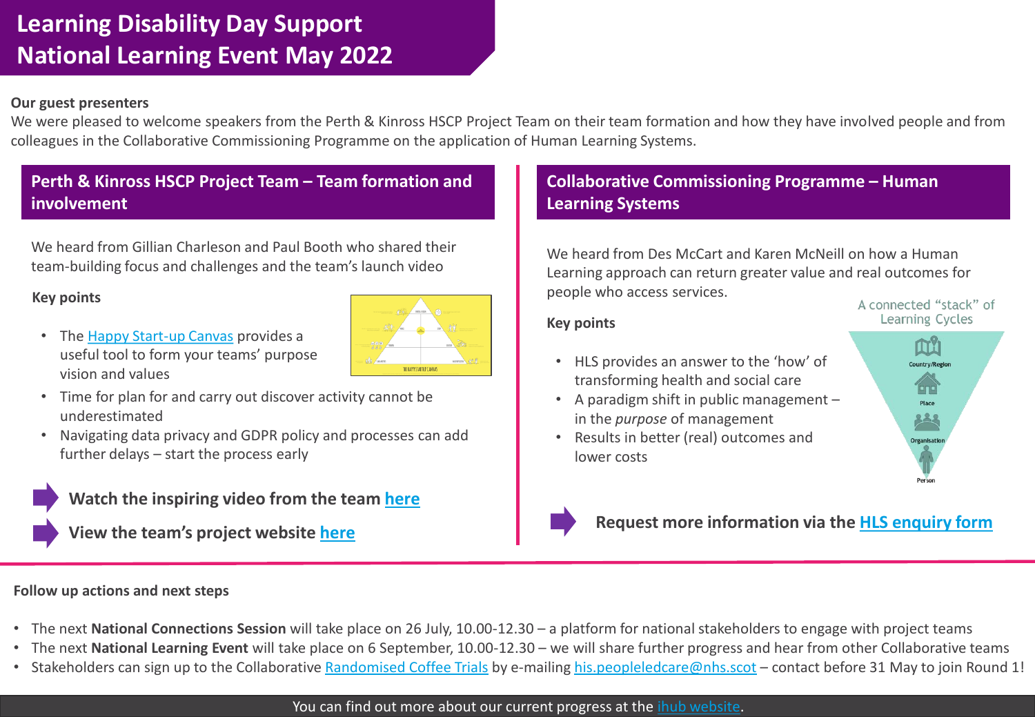# Learning Disability Day Support National Learning Event May 2022

**Our guest presenters**

We were pleased to welcome speakers from the Perth & Kinross HSCP Project Team on their team formation and how they have involved people and from colleagues in the Collaborative Commissioning Programme on the application of Human Learning Systems.

## Perth & Kinross HSCP Project Team – Team formation and involvement

We heard from Gillian Charleson and Paul Booth who shared their team-building focus and challenges and the team's launch video

**Key points**

- The Happy Start-up Canvas provides a useful tool to form your teams' purpose vision and values
- Time for plan for and carry out discover activity cannot be underestimated
- Navigating data privacy and GDPR policy and processes can add further delays – start the process early

**Watch the inspiring video from the team here**

**View the team's project website here**

## Collaborative Commissioning Programme – Human Learning Systems

We heard from Des McCart and Karen McNeill on how a Human Learning approach can return greater value and real outcomes for people who access services.

**Key points**

- HLS provides an answer to the 'how' of transforming health and social care
- A paradigm shift in public management – in the *purpose* of management
- Results in better (real) outcomes and lower costs

A connected "stack" of Learning Cycles

Country/Region

Place

Organisation

Person

**Request more information via the HLS enquiry form**

**Follow up actions and next steps**

- The next **National Connections Session** will take place on 26 July, 10.00-12.30 – a platform for national stakeholders to engage with project teams
- The next **National Learning Event** will take place on 6 September, 10.00-12.30 – we will share further progress and hear from other Collaborative teams
- Stakeholders can sign up to the Collaborative Randomised Coffee Trials by e-mailing his.peopleledcare@nhs.scot – contact before 31 May to join Round 1!

You can find out more about our current progress at the ihub website.